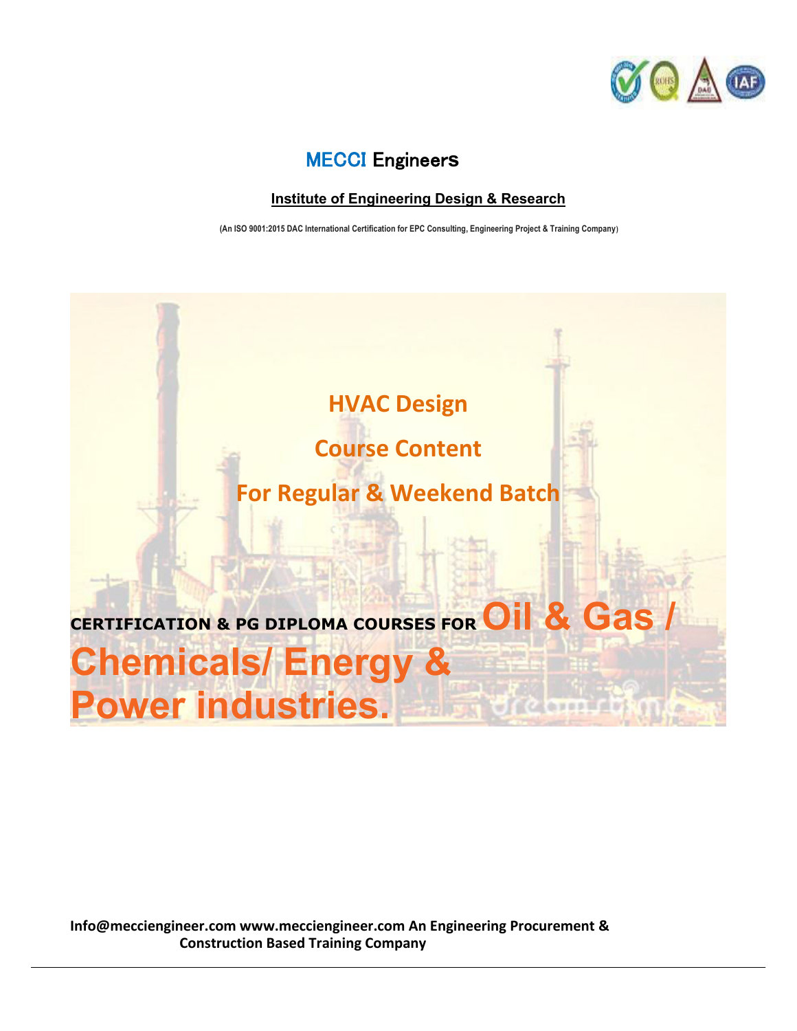# MECCI Engineers

**Institute of Engineering Design & Research**

**(An ISO 9001:2015 DAC International Certification for EPC Consulting, Engineering Project & Training Company)**

## HVAC Design

## Course Content

## For Regular & Weekend Batch

**CERTIFICATION & PG DIPLOMA COURSES FOR Oil & Gas / Chemicals/ Energy & Power industries.**

**Info@mecciengineer.com www.mecciengineer.com An Engineering Procurement & Construction Based Training Company**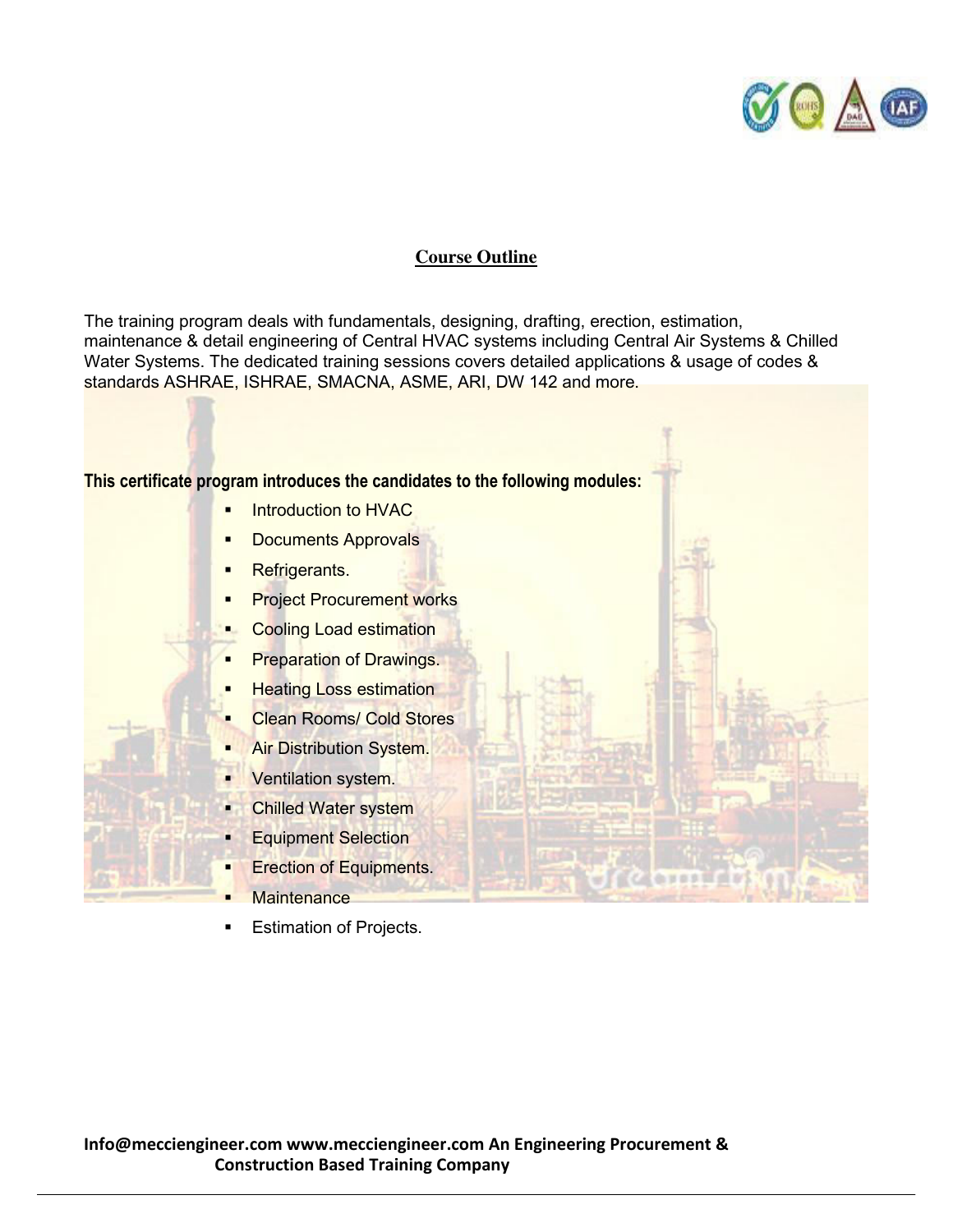## Course Outline

The training program deals with fundamentals, designing, drafting, erection, estimation, maintenance & detail engineering of Central HVAC systems including Central Air Systems & Chilled Water Systems. The dedicated training sessions covers detailed applications & usage of codes & standards ASHRAE, ISHRAE, SMACNA, ASME, ARI, DW 142 and more.

**This certificate program introduces the candidates to the following modules:**

- Introduction to HVAC
- Documents Approvals
- Refrigerants.
- Project Procurement works
- Cooling Load estimation
- Preparation of Drawings.
- Heating Loss estimation
- Clean Rooms/ Cold Stores
- Air Distribution System.
- Ventilation system.
- Chilled Water system
- Equipment Selection
- Erection of Equipments.
- Maintenance
- Estimation of Projects.

**Info@mecciengineer.com www.mecciengineer.com An Engineering Procurement & Construction Based Training Company**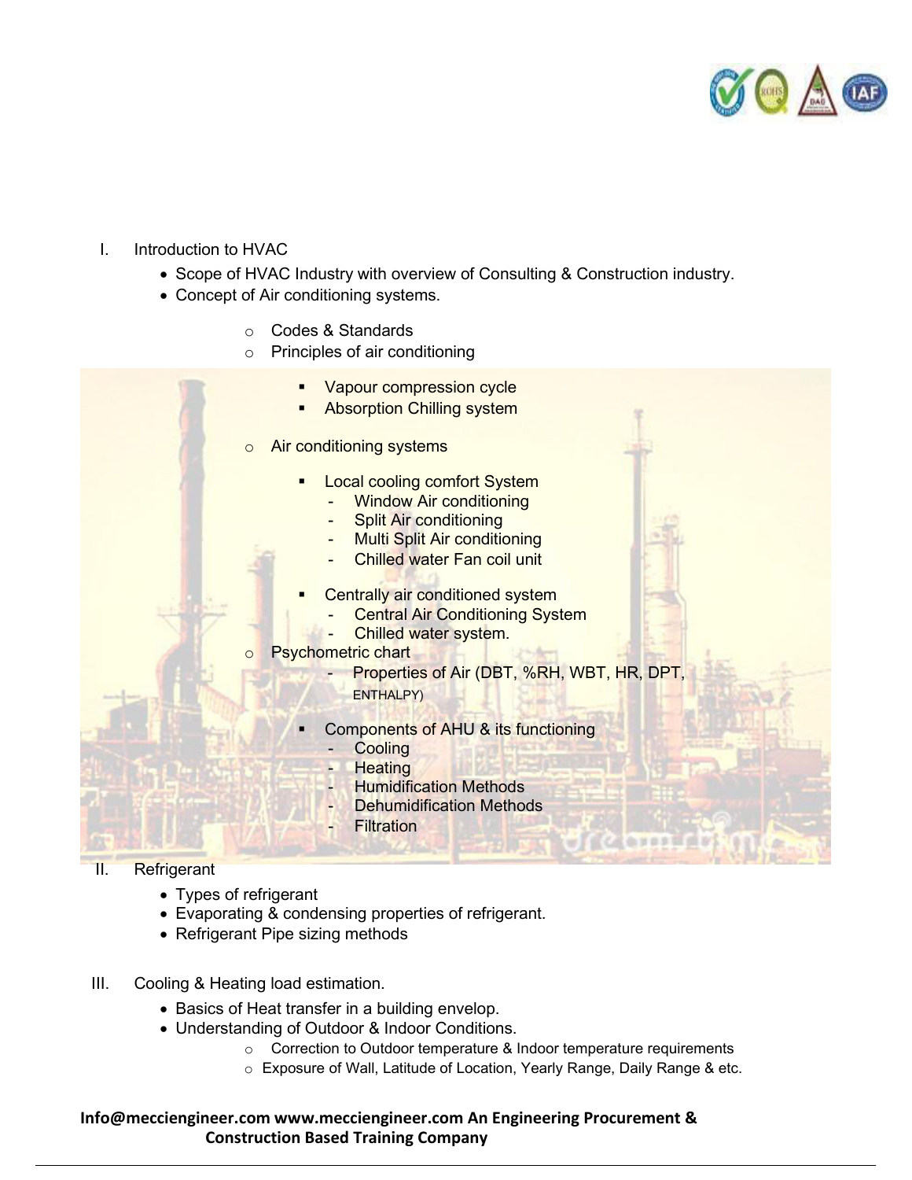I. Introduction to HVAC

- Scope of HVAC Industry with overview of Consulting & Construction industry.
- Concept of Air conditioning systems.
    - Codes & Standards
    - Principles of air conditioning
        - Vapour compression cycle
        - Absorption Chilling system
    - Air conditioning systems
        - Local cooling comfort System
            - Window Air conditioning
            - Split Air conditioning
            - Multi Split Air conditioning
            - Chilled water Fan coil unit
        - Centrally air conditioned system
            - Central Air Conditioning System
            - Chilled water system.
    - Psychometric chart
        - Properties of Air (DBT, %RH, WBT, HR, DPT, ENTHALPY)
        - Components of AHU & its functioning
            - Cooling
            - Heating
            - Humidification Methods
            - Dehumidification Methods
            - Filtration

II. Refrigerant

- Types of refrigerant
- Evaporating & condensing properties of refrigerant.
- Refrigerant Pipe sizing methods

III. Cooling & Heating load estimation.

- Basics of Heat transfer in a building envelop.
- Understanding of Outdoor & Indoor Conditions.
    - Correction to Outdoor temperature & Indoor temperature requirements
    - Exposure of Wall, Latitude of Location, Yearly Range, Daily Range & etc.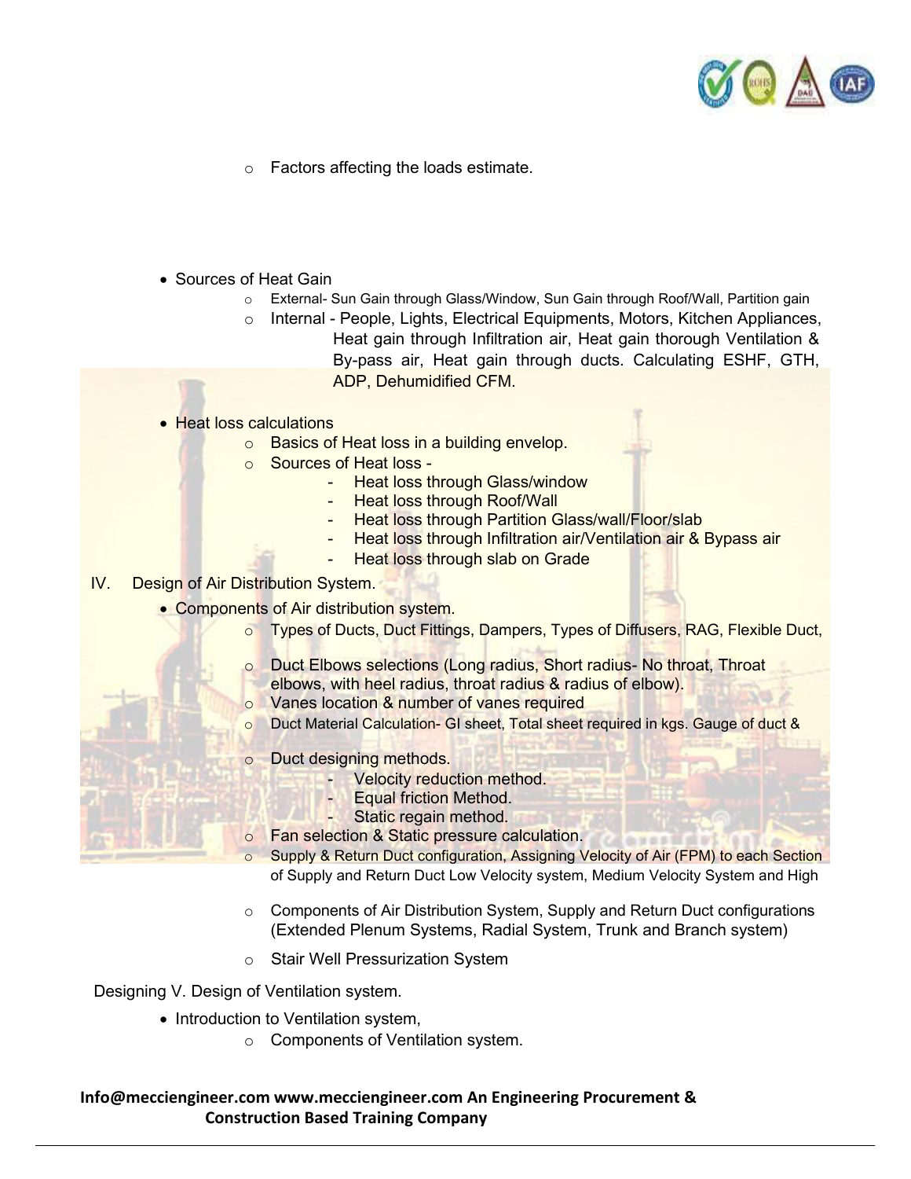- Factors affecting the loads estimate.

- Sources of Heat Gain
  - External- Sun Gain through Glass/Window, Sun Gain through Roof/Wall, Partition gain
  - Internal - People, Lights, Electrical Equipments, Motors, Kitchen Appliances, Heat gain through Infiltration air, Heat gain thorough Ventilation & By-pass air, Heat gain through ducts. Calculating ESHF, GTH, ADP, Dehumidified CFM.

- Heat loss calculations
  - Basics of Heat loss in a building envelop.
  - Sources of Heat loss -
    - Heat loss through Glass/window
    - Heat loss through Roof/Wall
    - Heat loss through Partition Glass/wall/Floor/slab
    - Heat loss through Infiltration air/Ventilation air & Bypass air
    - Heat loss through slab on Grade

IV. Design of Air Distribution System.

- Components of Air distribution system.
  - Types of Ducts, Duct Fittings, Dampers, Types of Diffusers, RAG, Flexible Duct,
  - Duct Elbows selections (Long radius, Short radius- No throat, Throat elbows, with heel radius, throat radius & radius of elbow).
  - Vanes location & number of vanes required
  - Duct Material Calculation- GI sheet, Total sheet required in kgs. Gauge of duct &
  - Duct designing methods.
    - Velocity reduction method.
    - Equal friction Method.
    - Static regain method.
  - Fan selection & Static pressure calculation.
  - Supply & Return Duct configuration, Assigning Velocity of Air (FPM) to each Section of Supply and Return Duct Low Velocity system, Medium Velocity System and High
  - Components of Air Distribution System, Supply and Return Duct configurations (Extended Plenum Systems, Radial System, Trunk and Branch system)
  - Stair Well Pressurization System

Designing V. Design of Ventilation system.

- Introduction to Ventilation system,
  - Components of Ventilation system.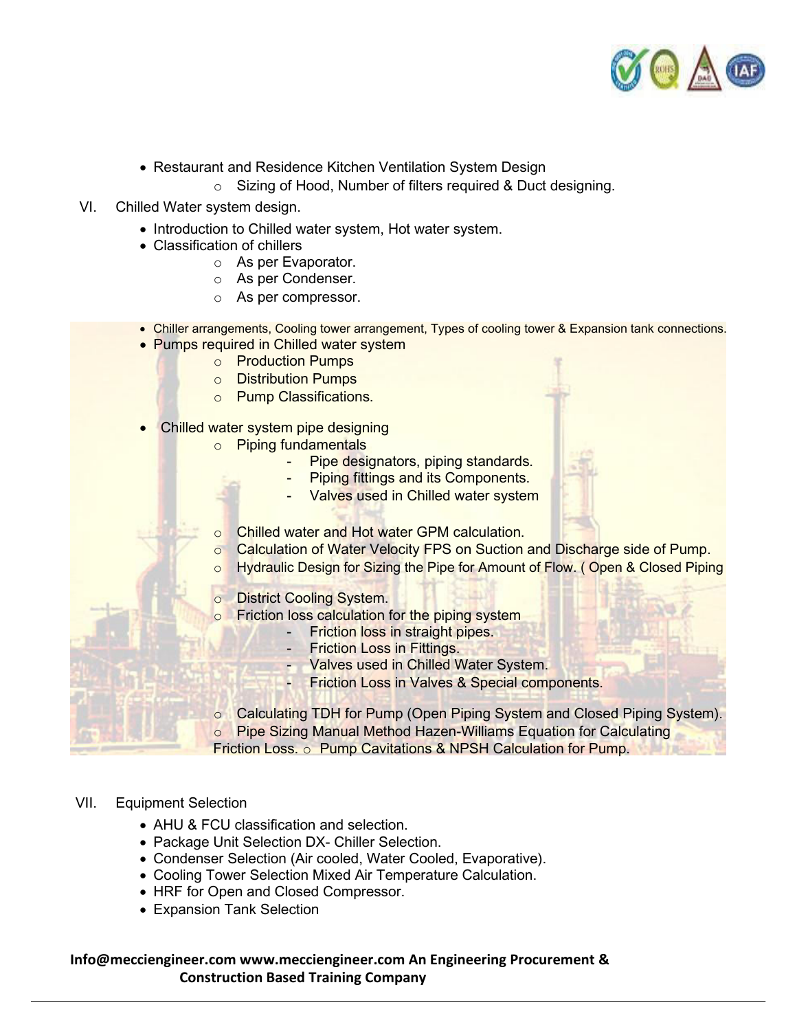- Restaurant and Residence Kitchen Ventilation System Design
    - Sizing of Hood, Number of filters required & Duct designing.

VI. Chilled Water system design.

- Introduction to Chilled water system, Hot water system.
- Classification of chillers
    - As per Evaporator.
    - As per Condenser.
    - As per compressor.
- Chiller arrangements, Cooling tower arrangement, Types of cooling tower & Expansion tank connections.
- Pumps required in Chilled water system
    - Production Pumps
    - Distribution Pumps
    - Pump Classifications.
- Chilled water system pipe designing
    - Piping fundamentals
        - Pipe designators, piping standards.
        - Piping fittings and its Components.
        - Valves used in Chilled water system
    - Chilled water and Hot water GPM calculation.
    - Calculation of Water Velocity FPS on Suction and Discharge side of Pump.
    - Hydraulic Design for Sizing the Pipe for Amount of Flow. ( Open & Closed Piping
    - District Cooling System.
    - Friction loss calculation for the piping system
        - Friction loss in straight pipes.
        - Friction Loss in Fittings.
        - Valves used in Chilled Water System.
        - Friction Loss in Valves & Special components.
    - Calculating TDH for Pump (Open Piping System and Closed Piping System).
    - Pipe Sizing Manual Method Hazen-Williams Equation for Calculating Friction Loss.
    - Pump Cavitations & NPSH Calculation for Pump.

VII. Equipment Selection

- AHU & FCU classification and selection.
- Package Unit Selection DX- Chiller Selection.
- Condenser Selection (Air cooled, Water Cooled, Evaporative).
- Cooling Tower Selection Mixed Air Temperature Calculation.
- HRF for Open and Closed Compressor.
- Expansion Tank Selection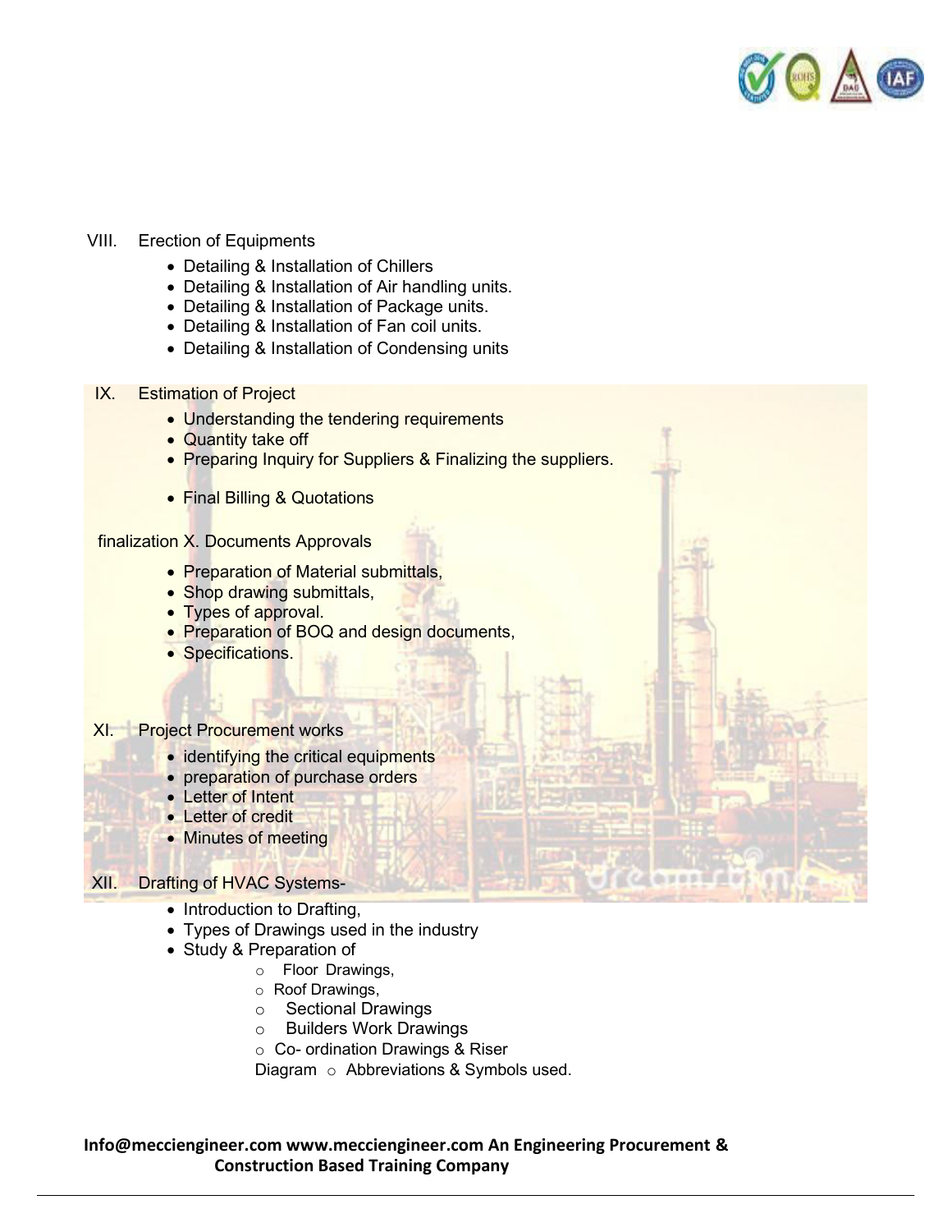VIII. Erection of Equipments

- Detailing & Installation of Chillers
- Detailing & Installation of Air handling units.
- Detailing & Installation of Package units.
- Detailing & Installation of Fan coil units.
- Detailing & Installation of Condensing units

IX. Estimation of Project

- Understanding the tendering requirements
- Quantity take off
- Preparing Inquiry for Suppliers & Finalizing the suppliers.
- Final Billing & Quotations

finalization X. Documents Approvals

- Preparation of Material submittals,
- Shop drawing submittals,
- Types of approval.
- Preparation of BOQ and design documents,
- Specifications.

XI. Project Procurement works

- identifying the critical equipments
- preparation of purchase orders
- Letter of Intent
- Letter of credit
- Minutes of meeting

XII. Drafting of HVAC Systems-

- Introduction to Drafting,
- Types of Drawings used in the industry
- Study & Preparation of
  - Floor Drawings,
  - Roof Drawings,
  - Sectional Drawings
  - Builders Work Drawings
  - Co- ordination Drawings & Riser Diagram
  - Abbreviations & Symbols used.

**Info@mecciengineer.com www.mecciengineer.com An Engineering Procurement & Construction Based Training Company**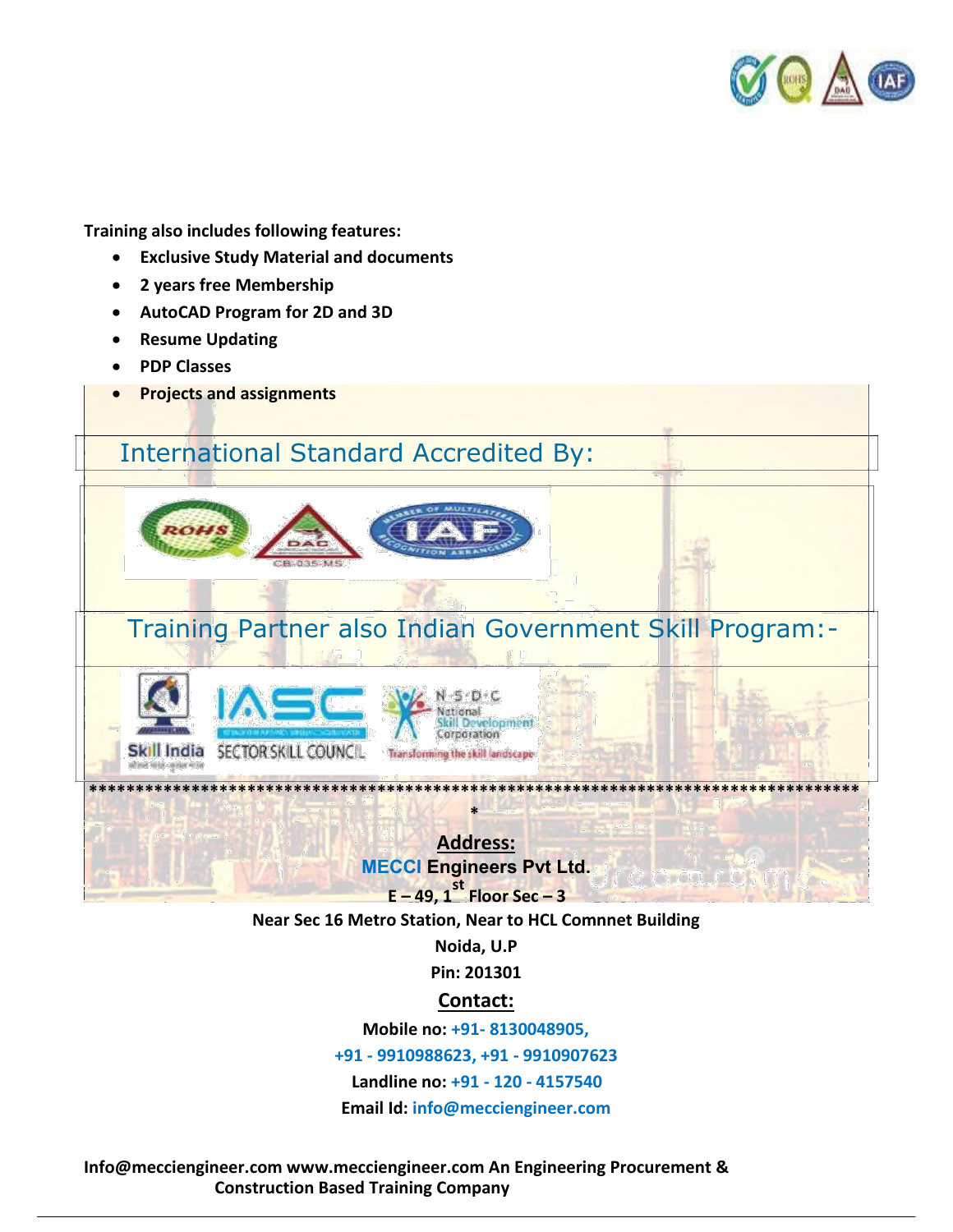**Training also includes following features:**

- **Exclusive Study Material and documents**
- **2 years free Membership**
- **AutoCAD Program for 2D and 3D**
- **Resume Updating**
- **PDP Classes**
- **Projects and assignments**

## International Standard Accredited By:

## Training Partner also Indian Government Skill Program:-

*********************************************************************************
*

**Address:**

**MECCI Engineers Pvt Ltd.**

**E – 49, 1st Floor Sec – 3**

**Near Sec 16 Metro Station, Near to HCL Comnnet Building**

**Noida, U.P**

**Pin: 201301**

**Contact:**

**Mobile no: +91- 8130048905,**

**+91 - 9910988623, +91 - 9910907623**

**Landline no: +91 - 120 - 4157540**

**Email Id: info@meccienginee r.com**

**Info@mecciengineer.com www.mecciengineer.com An Engineering Procurement & Construction Based Training Company**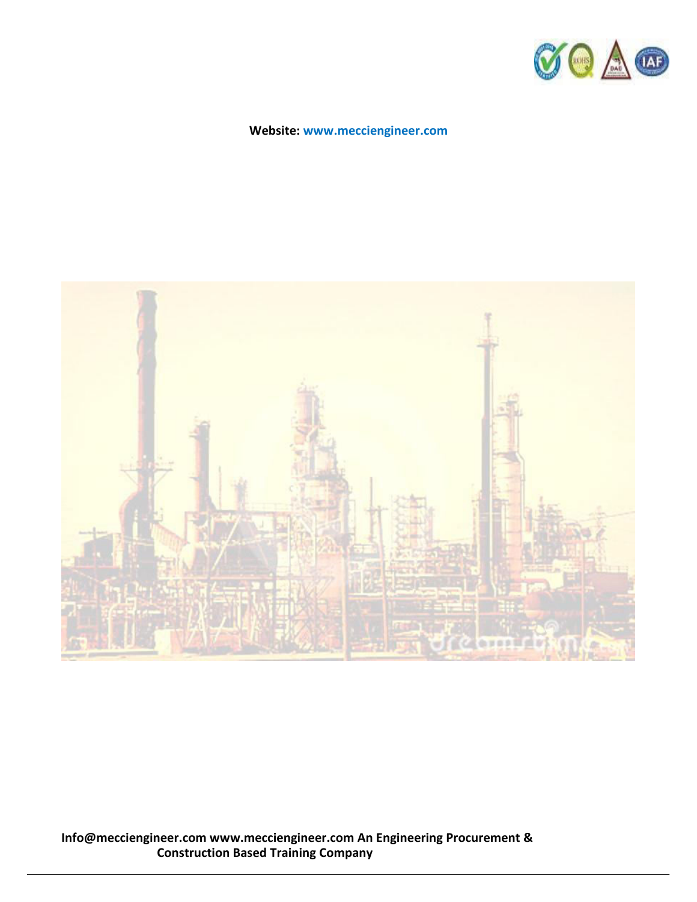**Website:** www.meccienginee r.com

Info@mecciengineer.com www.mecciengineer.com An Engineering Procurement & Construction Based Training Company

**Website:** www.mecciengineer.com

**Info@mecciengineer.com www.mecciengineer.com An Engineering Procurement & Construction Based Training Company**